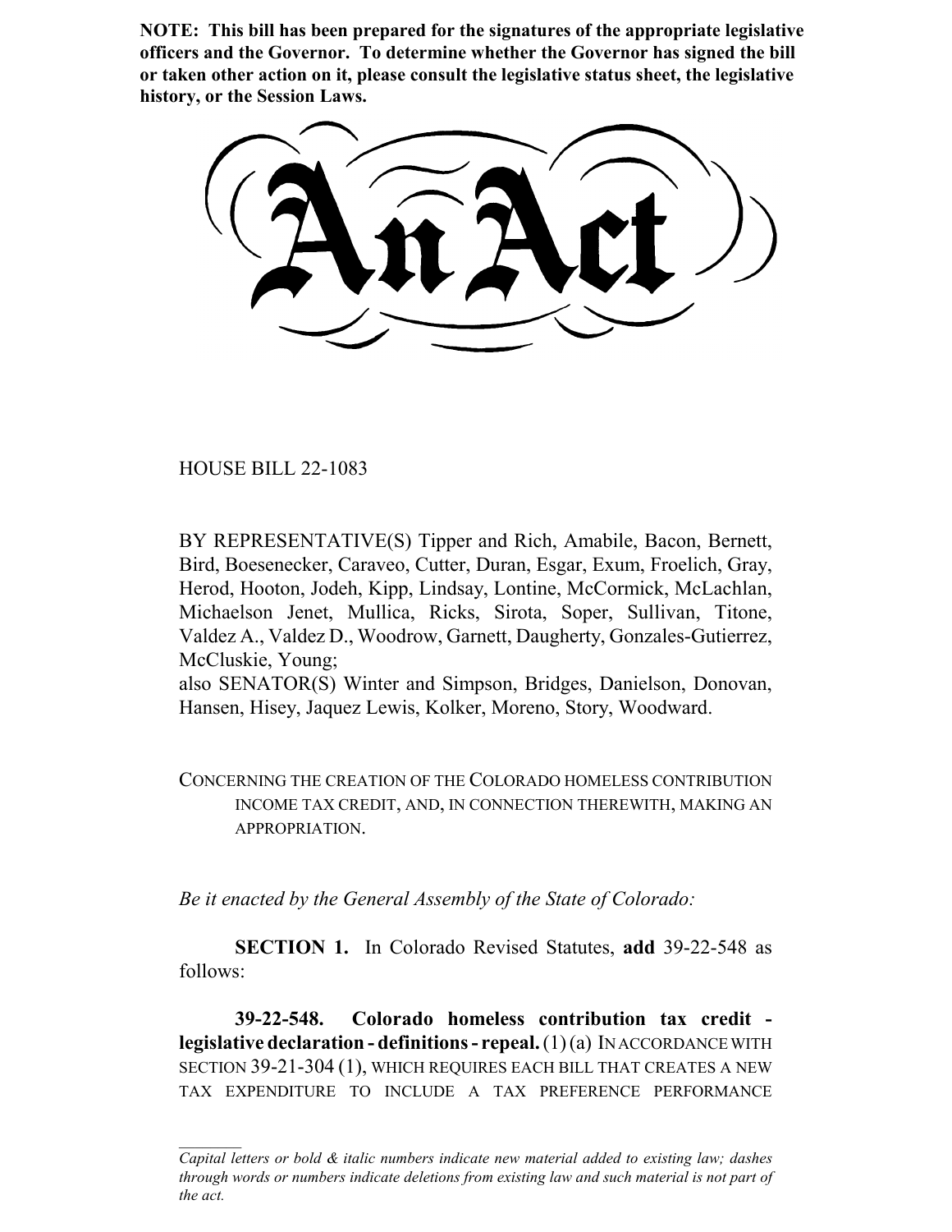**NOTE: This bill has been prepared for the signatures of the appropriate legislative officers and the Governor. To determine whether the Governor has signed the bill or taken other action on it, please consult the legislative status sheet, the legislative history, or the Session Laws.**

# An Act

HOUSE BILL 22-1083

BY REPRESENTATIVE(S) Tipper and Rich, Amabile, Bacon, Bernett, Bird, Boesenecker, Caraveo, Cutter, Duran, Esgar, Exum, Froelich, Gray, Herod, Hooton, Jodeh, Kipp, Lindsay, Lontine, McCormick, McLachlan, Michaelson Jenet, Mullica, Ricks, Sirota, Soper, Sullivan, Titone, Valdez A., Valdez D., Woodrow, Garnett, Daugherty, Gonzales-Gutierrez, McCluskie, Young;
also SENATOR(S) Winter and Simpson, Bridges, Danielson, Donovan, Hansen, Hisey, Jaquez Lewis, Kolker, Moreno, Story, Woodward.

CONCERNING THE CREATION OF THE COLORADO HOMELESS CONTRIBUTION INCOME TAX CREDIT, AND, IN CONNECTION THEREWITH, MAKING AN APPROPRIATION.

*Be it enacted by the General Assembly of the State of Colorado:*

**SECTION 1.** In Colorado Revised Statutes, **add** 39-22-548 as follows:

**39-22-548. Colorado homeless contribution tax credit - legislative declaration - definitions - repeal.** (1) (a) IN ACCORDANCE WITH SECTION 39-21-304 (1), WHICH REQUIRES EACH BILL THAT CREATES A NEW TAX EXPENDITURE TO INCLUDE A TAX PREFERENCE PERFORMANCE

*Capital letters or bold & italic numbers indicate new material added to existing law; dashes through words or numbers indicate deletions from existing law and such material is not part of the act.*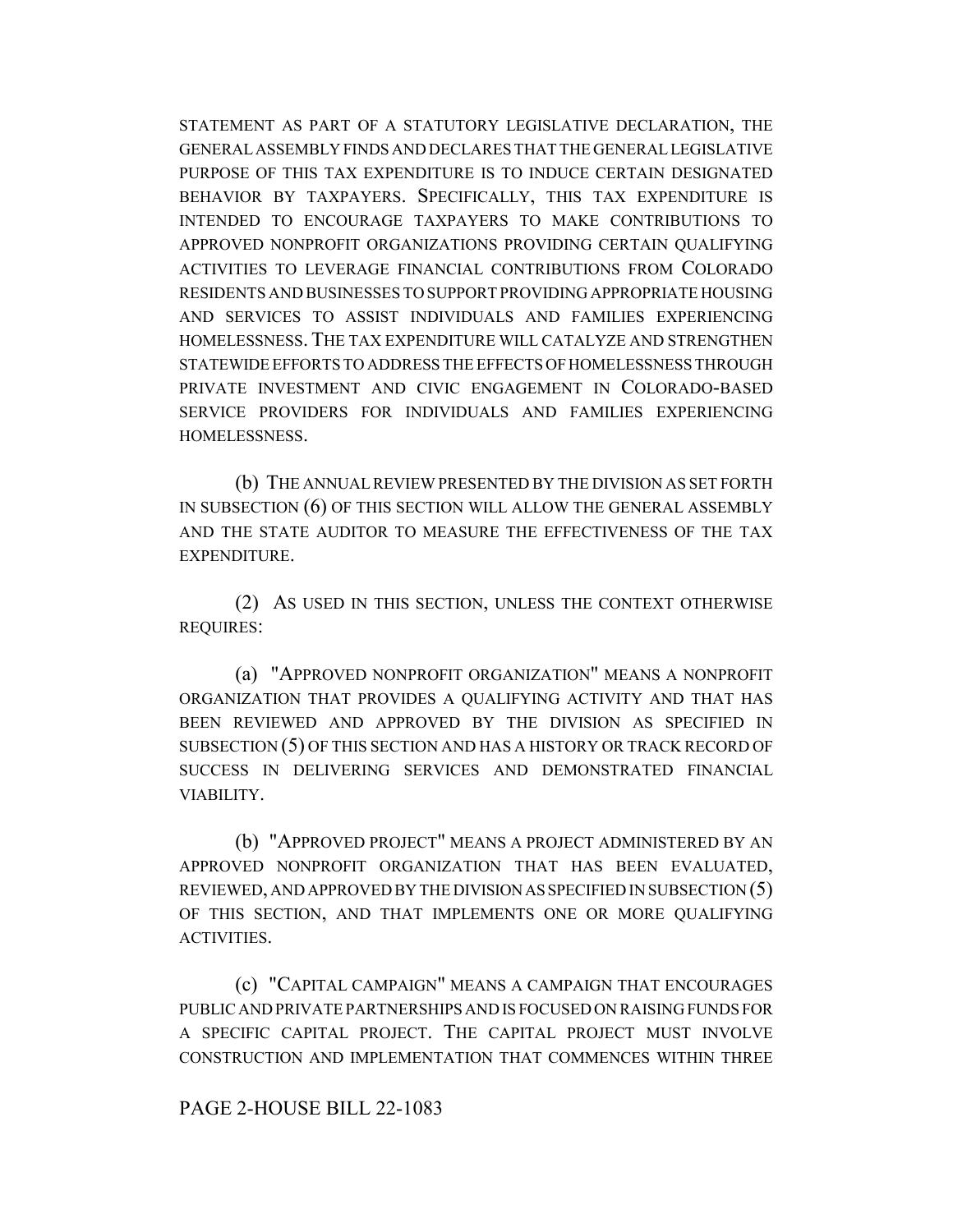STATEMENT AS PART OF A STATUTORY LEGISLATIVE DECLARATION, THE GENERAL ASSEMBLY FINDS AND DECLARES THAT THE GENERAL LEGISLATIVE PURPOSE OF THIS TAX EXPENDITURE IS TO INDUCE CERTAIN DESIGNATED BEHAVIOR BY TAXPAYERS. SPECIFICALLY, THIS TAX EXPENDITURE IS INTENDED TO ENCOURAGE TAXPAYERS TO MAKE CONTRIBUTIONS TO APPROVED NONPROFIT ORGANIZATIONS PROVIDING CERTAIN QUALIFYING ACTIVITIES TO LEVERAGE FINANCIAL CONTRIBUTIONS FROM COLORADO RESIDENTS AND BUSINESSES TO SUPPORT PROVIDING APPROPRIATE HOUSING AND SERVICES TO ASSIST INDIVIDUALS AND FAMILIES EXPERIENCING HOMELESSNESS. THE TAX EXPENDITURE WILL CATALYZE AND STRENGTHEN STATEWIDE EFFORTS TO ADDRESS THE EFFECTS OF HOMELESSNESS THROUGH PRIVATE INVESTMENT AND CIVIC ENGAGEMENT IN COLORADO-BASED SERVICE PROVIDERS FOR INDIVIDUALS AND FAMILIES EXPERIENCING HOMELESSNESS.

(b) THE ANNUAL REVIEW PRESENTED BY THE DIVISION AS SET FORTH IN SUBSECTION (6) OF THIS SECTION WILL ALLOW THE GENERAL ASSEMBLY AND THE STATE AUDITOR TO MEASURE THE EFFECTIVENESS OF THE TAX EXPENDITURE.

(2) AS USED IN THIS SECTION, UNLESS THE CONTEXT OTHERWISE REQUIRES:

(a) "APPROVED NONPROFIT ORGANIZATION" MEANS A NONPROFIT ORGANIZATION THAT PROVIDES A QUALIFYING ACTIVITY AND THAT HAS BEEN REVIEWED AND APPROVED BY THE DIVISION AS SPECIFIED IN SUBSECTION (5) OF THIS SECTION AND HAS A HISTORY OR TRACK RECORD OF SUCCESS IN DELIVERING SERVICES AND DEMONSTRATED FINANCIAL VIABILITY.

(b) "APPROVED PROJECT" MEANS A PROJECT ADMINISTERED BY AN APPROVED NONPROFIT ORGANIZATION THAT HAS BEEN EVALUATED, REVIEWED, AND APPROVED BY THE DIVISION AS SPECIFIED IN SUBSECTION (5) OF THIS SECTION, AND THAT IMPLEMENTS ONE OR MORE QUALIFYING ACTIVITIES.

(c) "CAPITAL CAMPAIGN" MEANS A CAMPAIGN THAT ENCOURAGES PUBLIC AND PRIVATE PARTNERSHIPS AND IS FOCUSED ON RAISING FUNDS FOR A SPECIFIC CAPITAL PROJECT. THE CAPITAL PROJECT MUST INVOLVE CONSTRUCTION AND IMPLEMENTATION THAT COMMENCES WITHIN THREE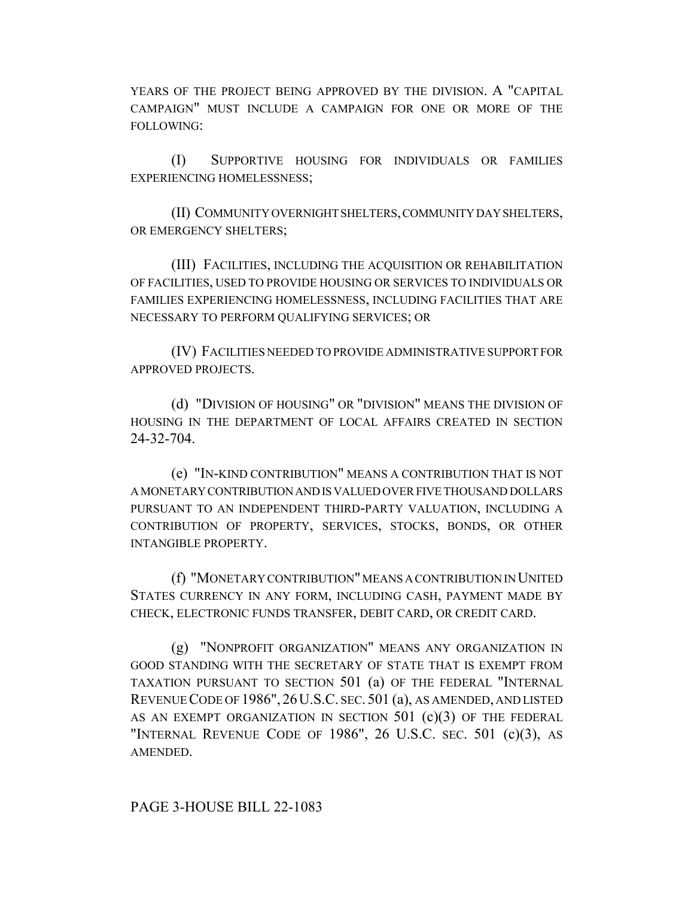YEARS OF THE PROJECT BEING APPROVED BY THE DIVISION. A "CAPITAL CAMPAIGN" MUST INCLUDE A CAMPAIGN FOR ONE OR MORE OF THE FOLLOWING:

(I) SUPPORTIVE HOUSING FOR INDIVIDUALS OR FAMILIES EXPERIENCING HOMELESSNESS;

(II) COMMUNITY OVERNIGHT SHELTERS, COMMUNITY DAY SHELTERS, OR EMERGENCY SHELTERS;

(III) FACILITIES, INCLUDING THE ACQUISITION OR REHABILITATION OF FACILITIES, USED TO PROVIDE HOUSING OR SERVICES TO INDIVIDUALS OR FAMILIES EXPERIENCING HOMELESSNESS, INCLUDING FACILITIES THAT ARE NECESSARY TO PERFORM QUALIFYING SERVICES; OR

(IV) FACILITIES NEEDED TO PROVIDE ADMINISTRATIVE SUPPORT FOR APPROVED PROJECTS.

(d) "DIVISION OF HOUSING" OR "DIVISION" MEANS THE DIVISION OF HOUSING IN THE DEPARTMENT OF LOCAL AFFAIRS CREATED IN SECTION 24-32-704.

(e) "IN-KIND CONTRIBUTION" MEANS A CONTRIBUTION THAT IS NOT A MONETARY CONTRIBUTION AND IS VALUED OVER FIVE THOUSAND DOLLARS PURSUANT TO AN INDEPENDENT THIRD-PARTY VALUATION, INCLUDING A CONTRIBUTION OF PROPERTY, SERVICES, STOCKS, BONDS, OR OTHER INTANGIBLE PROPERTY.

(f) "MONETARY CONTRIBUTION" MEANS A CONTRIBUTION IN UNITED STATES CURRENCY IN ANY FORM, INCLUDING CASH, PAYMENT MADE BY CHECK, ELECTRONIC FUNDS TRANSFER, DEBIT CARD, OR CREDIT CARD.

(g) "NONPROFIT ORGANIZATION" MEANS ANY ORGANIZATION IN GOOD STANDING WITH THE SECRETARY OF STATE THAT IS EXEMPT FROM TAXATION PURSUANT TO SECTION 501 (a) OF THE FEDERAL "INTERNAL REVENUE CODE OF 1986", 26 U.S.C. SEC. 501 (a), AS AMENDED, AND LISTED AS AN EXEMPT ORGANIZATION IN SECTION 501 (c)(3) OF THE FEDERAL "INTERNAL REVENUE CODE OF 1986", 26 U.S.C. SEC. 501 (c)(3), AS AMENDED.

PAGE 3-HOUSE BILL 22-1083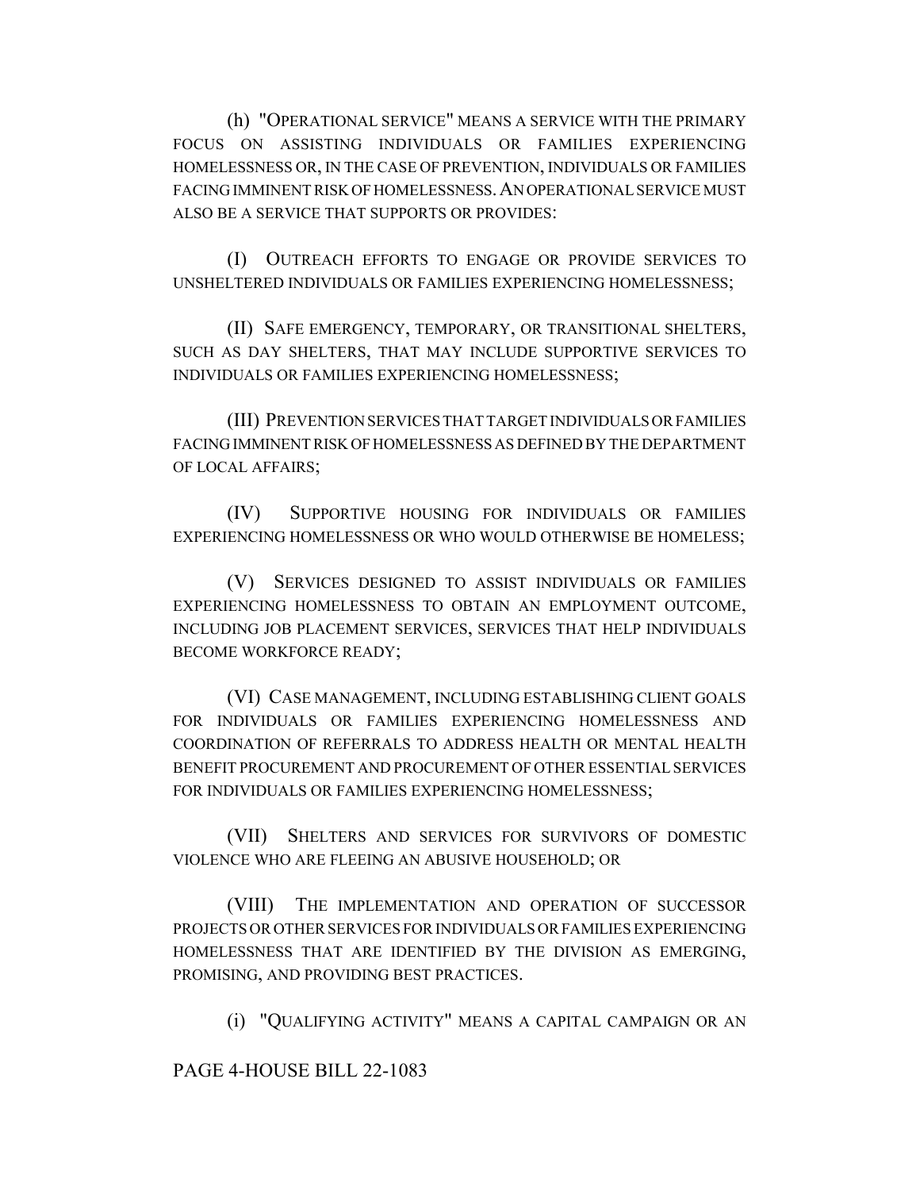(h) "OPERATIONAL SERVICE" MEANS A SERVICE WITH THE PRIMARY FOCUS ON ASSISTING INDIVIDUALS OR FAMILIES EXPERIENCING HOMELESSNESS OR, IN THE CASE OF PREVENTION, INDIVIDUALS OR FAMILIES FACING IMMINENT RISK OF HOMELESSNESS. AN OPERATIONAL SERVICE MUST ALSO BE A SERVICE THAT SUPPORTS OR PROVIDES:

(I) OUTREACH EFFORTS TO ENGAGE OR PROVIDE SERVICES TO UNSHELTERED INDIVIDUALS OR FAMILIES EXPERIENCING HOMELESSNESS;

(II) SAFE EMERGENCY, TEMPORARY, OR TRANSITIONAL SHELTERS, SUCH AS DAY SHELTERS, THAT MAY INCLUDE SUPPORTIVE SERVICES TO INDIVIDUALS OR FAMILIES EXPERIENCING HOMELESSNESS;

(III) PREVENTION SERVICES THAT TARGET INDIVIDUALS OR FAMILIES FACING IMMINENT RISK OF HOMELESSNESS AS DEFINED BY THE DEPARTMENT OF LOCAL AFFAIRS;

(IV) SUPPORTIVE HOUSING FOR INDIVIDUALS OR FAMILIES EXPERIENCING HOMELESSNESS OR WHO WOULD OTHERWISE BE HOMELESS;

(V) SERVICES DESIGNED TO ASSIST INDIVIDUALS OR FAMILIES EXPERIENCING HOMELESSNESS TO OBTAIN AN EMPLOYMENT OUTCOME, INCLUDING JOB PLACEMENT SERVICES, SERVICES THAT HELP INDIVIDUALS BECOME WORKFORCE READY;

(VI) CASE MANAGEMENT, INCLUDING ESTABLISHING CLIENT GOALS FOR INDIVIDUALS OR FAMILIES EXPERIENCING HOMELESSNESS AND COORDINATION OF REFERRALS TO ADDRESS HEALTH OR MENTAL HEALTH BENEFIT PROCUREMENT AND PROCUREMENT OF OTHER ESSENTIAL SERVICES FOR INDIVIDUALS OR FAMILIES EXPERIENCING HOMELESSNESS;

(VII) SHELTERS AND SERVICES FOR SURVIVORS OF DOMESTIC VIOLENCE WHO ARE FLEEING AN ABUSIVE HOUSEHOLD; OR

(VIII) THE IMPLEMENTATION AND OPERATION OF SUCCESSOR PROJECTS OR OTHER SERVICES FOR INDIVIDUALS OR FAMILIES EXPERIENCING HOMELESSNESS THAT ARE IDENTIFIED BY THE DIVISION AS EMERGING, PROMISING, AND PROVIDING BEST PRACTICES.

(i) "QUALIFYING ACTIVITY" MEANS A CAPITAL CAMPAIGN OR AN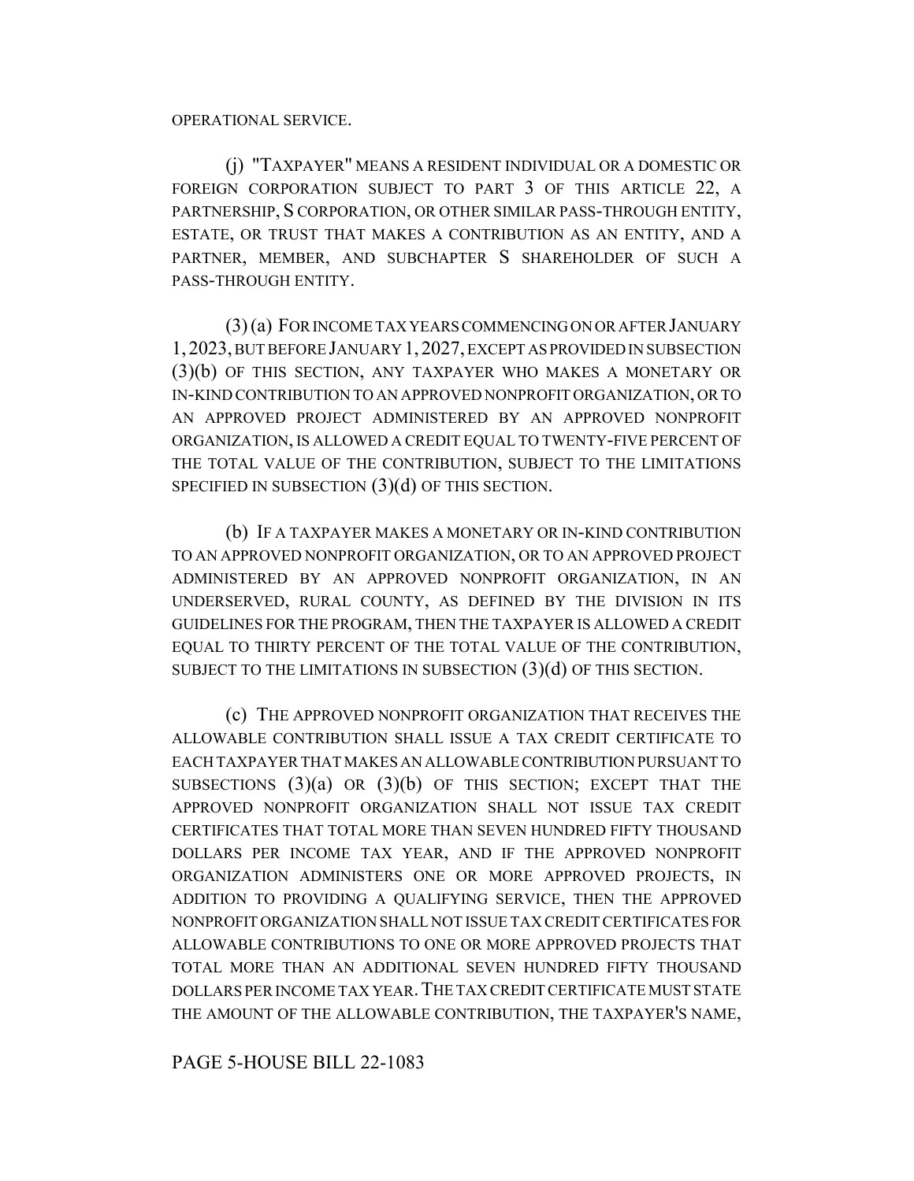OPERATIONAL SERVICE.

(j) "TAXPAYER" MEANS A RESIDENT INDIVIDUAL OR A DOMESTIC OR FOREIGN CORPORATION SUBJECT TO PART 3 OF THIS ARTICLE 22, A PARTNERSHIP, S CORPORATION, OR OTHER SIMILAR PASS-THROUGH ENTITY, ESTATE, OR TRUST THAT MAKES A CONTRIBUTION AS AN ENTITY, AND A PARTNER, MEMBER, AND SUBCHAPTER S SHAREHOLDER OF SUCH A PASS-THROUGH ENTITY.

(3) (a) FOR INCOME TAX YEARS COMMENCING ON OR AFTER JANUARY 1, 2023, BUT BEFORE JANUARY 1, 2027, EXCEPT AS PROVIDED IN SUBSECTION (3)(b) OF THIS SECTION, ANY TAXPAYER WHO MAKES A MONETARY OR IN-KIND CONTRIBUTION TO AN APPROVED NONPROFIT ORGANIZATION, OR TO AN APPROVED PROJECT ADMINISTERED BY AN APPROVED NONPROFIT ORGANIZATION, IS ALLOWED A CREDIT EQUAL TO TWENTY-FIVE PERCENT OF THE TOTAL VALUE OF THE CONTRIBUTION, SUBJECT TO THE LIMITATIONS SPECIFIED IN SUBSECTION (3)(d) OF THIS SECTION.

(b) IF A TAXPAYER MAKES A MONETARY OR IN-KIND CONTRIBUTION TO AN APPROVED NONPROFIT ORGANIZATION, OR TO AN APPROVED PROJECT ADMINISTERED BY AN APPROVED NONPROFIT ORGANIZATION, IN AN UNDERSERVED, RURAL COUNTY, AS DEFINED BY THE DIVISION IN ITS GUIDELINES FOR THE PROGRAM, THEN THE TAXPAYER IS ALLOWED A CREDIT EQUAL TO THIRTY PERCENT OF THE TOTAL VALUE OF THE CONTRIBUTION, SUBJECT TO THE LIMITATIONS IN SUBSECTION (3)(d) OF THIS SECTION.

(c) THE APPROVED NONPROFIT ORGANIZATION THAT RECEIVES THE ALLOWABLE CONTRIBUTION SHALL ISSUE A TAX CREDIT CERTIFICATE TO EACH TAXPAYER THAT MAKES AN ALLOWABLE CONTRIBUTION PURSUANT TO SUBSECTIONS (3)(a) OR (3)(b) OF THIS SECTION; EXCEPT THAT THE APPROVED NONPROFIT ORGANIZATION SHALL NOT ISSUE TAX CREDIT CERTIFICATES THAT TOTAL MORE THAN SEVEN HUNDRED FIFTY THOUSAND DOLLARS PER INCOME TAX YEAR, AND IF THE APPROVED NONPROFIT ORGANIZATION ADMINISTERS ONE OR MORE APPROVED PROJECTS, IN ADDITION TO PROVIDING A QUALIFYING SERVICE, THEN THE APPROVED NONPROFIT ORGANIZATION SHALL NOT ISSUE TAX CREDIT CERTIFICATES FOR ALLOWABLE CONTRIBUTIONS TO ONE OR MORE APPROVED PROJECTS THAT TOTAL MORE THAN AN ADDITIONAL SEVEN HUNDRED FIFTY THOUSAND DOLLARS PER INCOME TAX YEAR. THE TAX CREDIT CERTIFICATE MUST STATE THE AMOUNT OF THE ALLOWABLE CONTRIBUTION, THE TAXPAYER'S NAME,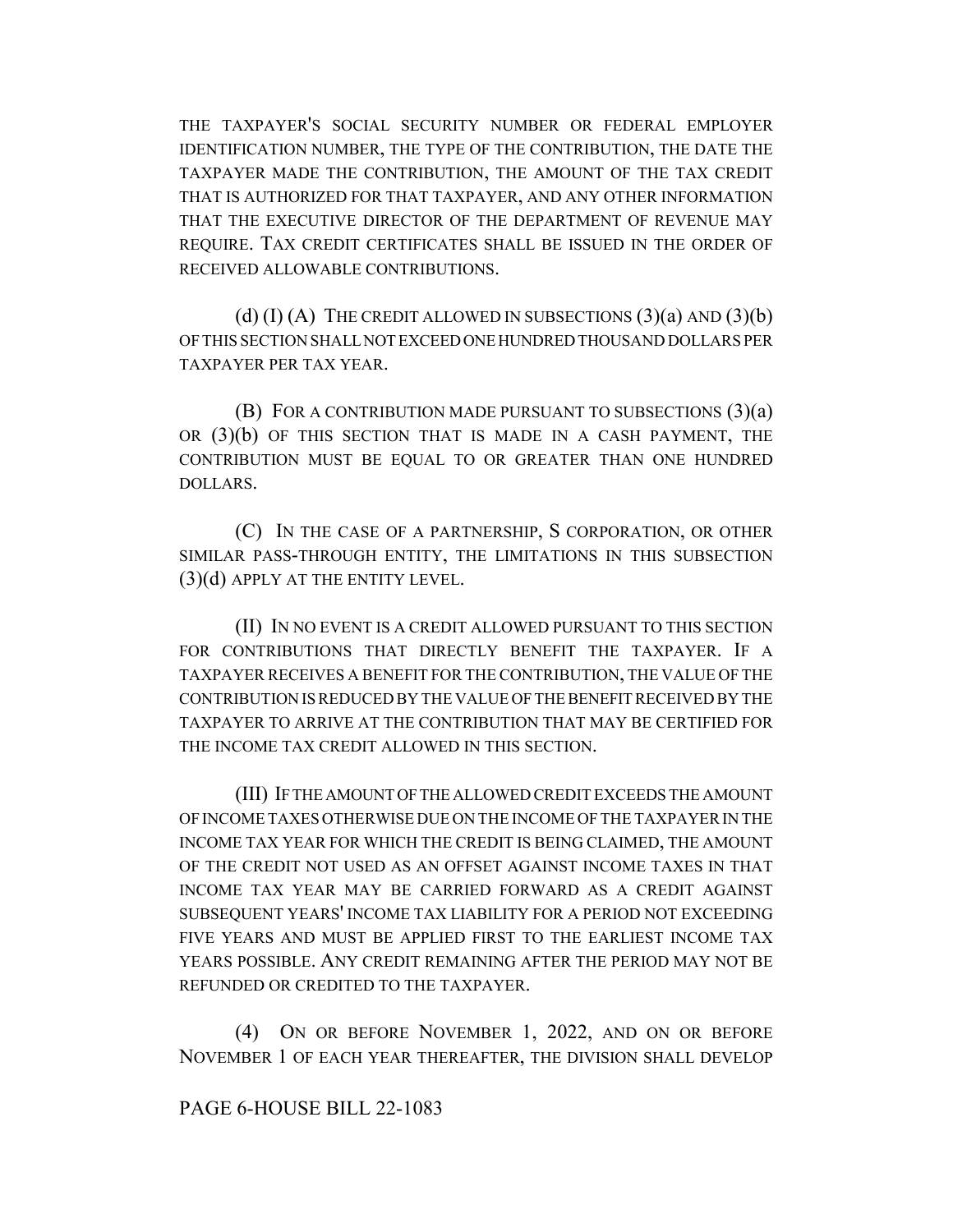THE TAXPAYER'S SOCIAL SECURITY NUMBER OR FEDERAL EMPLOYER IDENTIFICATION NUMBER, THE TYPE OF THE CONTRIBUTION, THE DATE THE TAXPAYER MADE THE CONTRIBUTION, THE AMOUNT OF THE TAX CREDIT THAT IS AUTHORIZED FOR THAT TAXPAYER, AND ANY OTHER INFORMATION THAT THE EXECUTIVE DIRECTOR OF THE DEPARTMENT OF REVENUE MAY REQUIRE. TAX CREDIT CERTIFICATES SHALL BE ISSUED IN THE ORDER OF RECEIVED ALLOWABLE CONTRIBUTIONS.

(d) (I) (A) THE CREDIT ALLOWED IN SUBSECTIONS (3)(a) AND (3)(b) OF THIS SECTION SHALL NOT EXCEED ONE HUNDRED THOUSAND DOLLARS PER TAXPAYER PER TAX YEAR.

(B) FOR A CONTRIBUTION MADE PURSUANT TO SUBSECTIONS (3)(a) OR (3)(b) OF THIS SECTION THAT IS MADE IN A CASH PAYMENT, THE CONTRIBUTION MUST BE EQUAL TO OR GREATER THAN ONE HUNDRED DOLLARS.

(C) IN THE CASE OF A PARTNERSHIP, S CORPORATION, OR OTHER SIMILAR PASS-THROUGH ENTITY, THE LIMITATIONS IN THIS SUBSECTION (3)(d) APPLY AT THE ENTITY LEVEL.

(II) IN NO EVENT IS A CREDIT ALLOWED PURSUANT TO THIS SECTION FOR CONTRIBUTIONS THAT DIRECTLY BENEFIT THE TAXPAYER. IF A TAXPAYER RECEIVES A BENEFIT FOR THE CONTRIBUTION, THE VALUE OF THE CONTRIBUTION IS REDUCED BY THE VALUE OF THE BENEFIT RECEIVED BY THE TAXPAYER TO ARRIVE AT THE CONTRIBUTION THAT MAY BE CERTIFIED FOR THE INCOME TAX CREDIT ALLOWED IN THIS SECTION.

(III) IF THE AMOUNT OF THE ALLOWED CREDIT EXCEEDS THE AMOUNT OF INCOME TAXES OTHERWISE DUE ON THE INCOME OF THE TAXPAYER IN THE INCOME TAX YEAR FOR WHICH THE CREDIT IS BEING CLAIMED, THE AMOUNT OF THE CREDIT NOT USED AS AN OFFSET AGAINST INCOME TAXES IN THAT INCOME TAX YEAR MAY BE CARRIED FORWARD AS A CREDIT AGAINST SUBSEQUENT YEARS' INCOME TAX LIABILITY FOR A PERIOD NOT EXCEEDING FIVE YEARS AND MUST BE APPLIED FIRST TO THE EARLIEST INCOME TAX YEARS POSSIBLE. ANY CREDIT REMAINING AFTER THE PERIOD MAY NOT BE REFUNDED OR CREDITED TO THE TAXPAYER.

(4) ON OR BEFORE NOVEMBER 1, 2022, AND ON OR BEFORE NOVEMBER 1 OF EACH YEAR THEREAFTER, THE DIVISION SHALL DEVELOP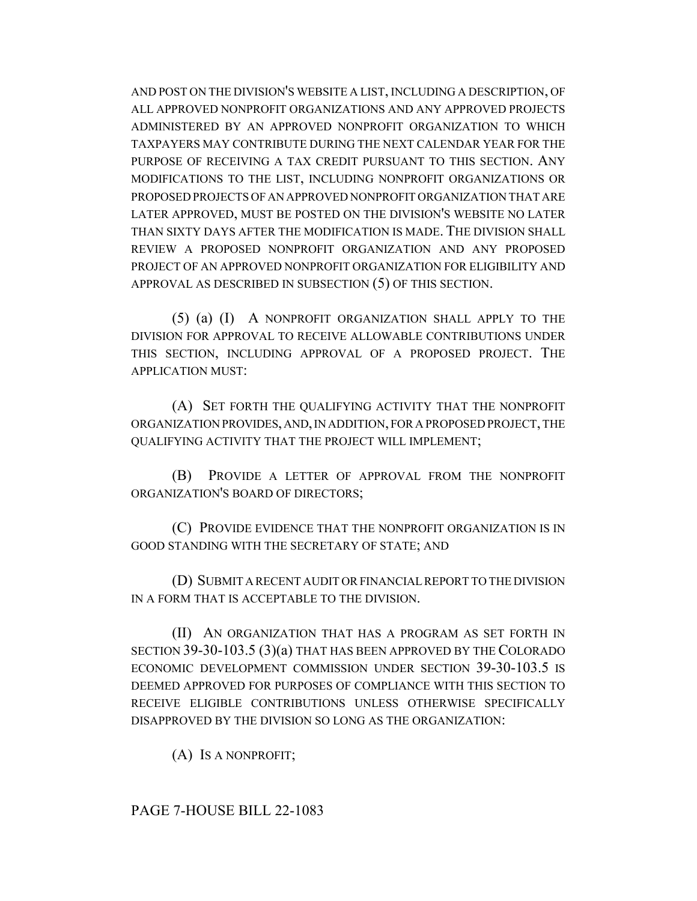AND POST ON THE DIVISION'S WEBSITE A LIST, INCLUDING A DESCRIPTION, OF ALL APPROVED NONPROFIT ORGANIZATIONS AND ANY APPROVED PROJECTS ADMINISTERED BY AN APPROVED NONPROFIT ORGANIZATION TO WHICH TAXPAYERS MAY CONTRIBUTE DURING THE NEXT CALENDAR YEAR FOR THE PURPOSE OF RECEIVING A TAX CREDIT PURSUANT TO THIS SECTION. ANY MODIFICATIONS TO THE LIST, INCLUDING NONPROFIT ORGANIZATIONS OR PROPOSED PROJECTS OF AN APPROVED NONPROFIT ORGANIZATION THAT ARE LATER APPROVED, MUST BE POSTED ON THE DIVISION'S WEBSITE NO LATER THAN SIXTY DAYS AFTER THE MODIFICATION IS MADE. THE DIVISION SHALL REVIEW A PROPOSED NONPROFIT ORGANIZATION AND ANY PROPOSED PROJECT OF AN APPROVED NONPROFIT ORGANIZATION FOR ELIGIBILITY AND APPROVAL AS DESCRIBED IN SUBSECTION (5) OF THIS SECTION.

(5) (a) (I) A NONPROFIT ORGANIZATION SHALL APPLY TO THE DIVISION FOR APPROVAL TO RECEIVE ALLOWABLE CONTRIBUTIONS UNDER THIS SECTION, INCLUDING APPROVAL OF A PROPOSED PROJECT. THE APPLICATION MUST:

(A) SET FORTH THE QUALIFYING ACTIVITY THAT THE NONPROFIT ORGANIZATION PROVIDES, AND, IN ADDITION, FOR A PROPOSED PROJECT, THE QUALIFYING ACTIVITY THAT THE PROJECT WILL IMPLEMENT;

(B) PROVIDE A LETTER OF APPROVAL FROM THE NONPROFIT ORGANIZATION'S BOARD OF DIRECTORS;

(C) PROVIDE EVIDENCE THAT THE NONPROFIT ORGANIZATION IS IN GOOD STANDING WITH THE SECRETARY OF STATE; AND

(D) SUBMIT A RECENT AUDIT OR FINANCIAL REPORT TO THE DIVISION IN A FORM THAT IS ACCEPTABLE TO THE DIVISION.

(II) AN ORGANIZATION THAT HAS A PROGRAM AS SET FORTH IN SECTION 39-30-103.5 (3)(a) THAT HAS BEEN APPROVED BY THE COLORADO ECONOMIC DEVELOPMENT COMMISSION UNDER SECTION 39-30-103.5 IS DEEMED APPROVED FOR PURPOSES OF COMPLIANCE WITH THIS SECTION TO RECEIVE ELIGIBLE CONTRIBUTIONS UNLESS OTHERWISE SPECIFICALLY DISAPPROVED BY THE DIVISION SO LONG AS THE ORGANIZATION:

(A) IS A NONPROFIT;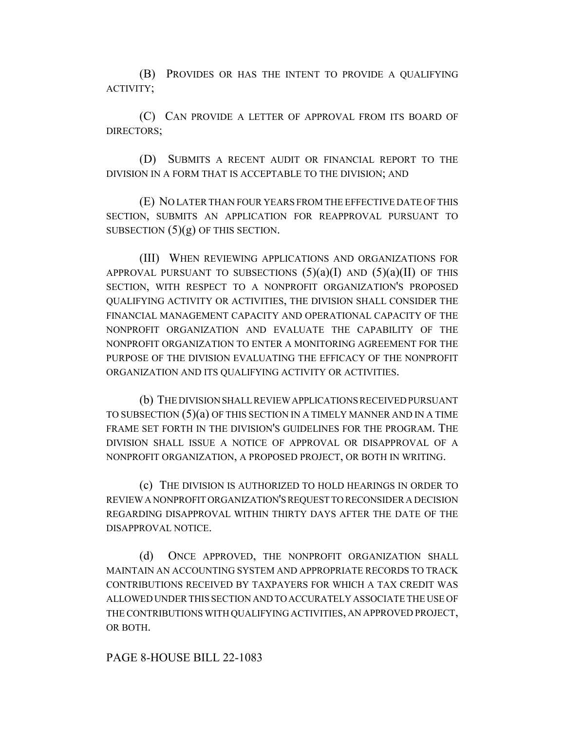(B) PROVIDES OR HAS THE INTENT TO PROVIDE A QUALIFYING ACTIVITY;

(C) CAN PROVIDE A LETTER OF APPROVAL FROM ITS BOARD OF DIRECTORS;

(D) SUBMITS A RECENT AUDIT OR FINANCIAL REPORT TO THE DIVISION IN A FORM THAT IS ACCEPTABLE TO THE DIVISION; AND

(E) NO LATER THAN FOUR YEARS FROM THE EFFECTIVE DATE OF THIS SECTION, SUBMITS AN APPLICATION FOR REAPPROVAL PURSUANT TO SUBSECTION (5)(g) OF THIS SECTION.

(III) WHEN REVIEWING APPLICATIONS AND ORGANIZATIONS FOR APPROVAL PURSUANT TO SUBSECTIONS (5)(a)(I) AND (5)(a)(II) OF THIS SECTION, WITH RESPECT TO A NONPROFIT ORGANIZATION'S PROPOSED QUALIFYING ACTIVITY OR ACTIVITIES, THE DIVISION SHALL CONSIDER THE FINANCIAL MANAGEMENT CAPACITY AND OPERATIONAL CAPACITY OF THE NONPROFIT ORGANIZATION AND EVALUATE THE CAPABILITY OF THE NONPROFIT ORGANIZATION TO ENTER A MONITORING AGREEMENT FOR THE PURPOSE OF THE DIVISION EVALUATING THE EFFICACY OF THE NONPROFIT ORGANIZATION AND ITS QUALIFYING ACTIVITY OR ACTIVITIES.

(b) THE DIVISION SHALL REVIEW APPLICATIONS RECEIVED PURSUANT TO SUBSECTION (5)(a) OF THIS SECTION IN A TIMELY MANNER AND IN A TIME FRAME SET FORTH IN THE DIVISION'S GUIDELINES FOR THE PROGRAM. THE DIVISION SHALL ISSUE A NOTICE OF APPROVAL OR DISAPPROVAL OF A NONPROFIT ORGANIZATION, A PROPOSED PROJECT, OR BOTH IN WRITING.

(c) THE DIVISION IS AUTHORIZED TO HOLD HEARINGS IN ORDER TO REVIEW A NONPROFIT ORGANIZATION'S REQUEST TO RECONSIDER A DECISION REGARDING DISAPPROVAL WITHIN THIRTY DAYS AFTER THE DATE OF THE DISAPPROVAL NOTICE.

(d) ONCE APPROVED, THE NONPROFIT ORGANIZATION SHALL MAINTAIN AN ACCOUNTING SYSTEM AND APPROPRIATE RECORDS TO TRACK CONTRIBUTIONS RECEIVED BY TAXPAYERS FOR WHICH A TAX CREDIT WAS ALLOWED UNDER THIS SECTION AND TO ACCURATELY ASSOCIATE THE USE OF THE CONTRIBUTIONS WITH QUALIFYING ACTIVITIES, AN APPROVED PROJECT, OR BOTH.

PAGE 8-HOUSE BILL 22-1083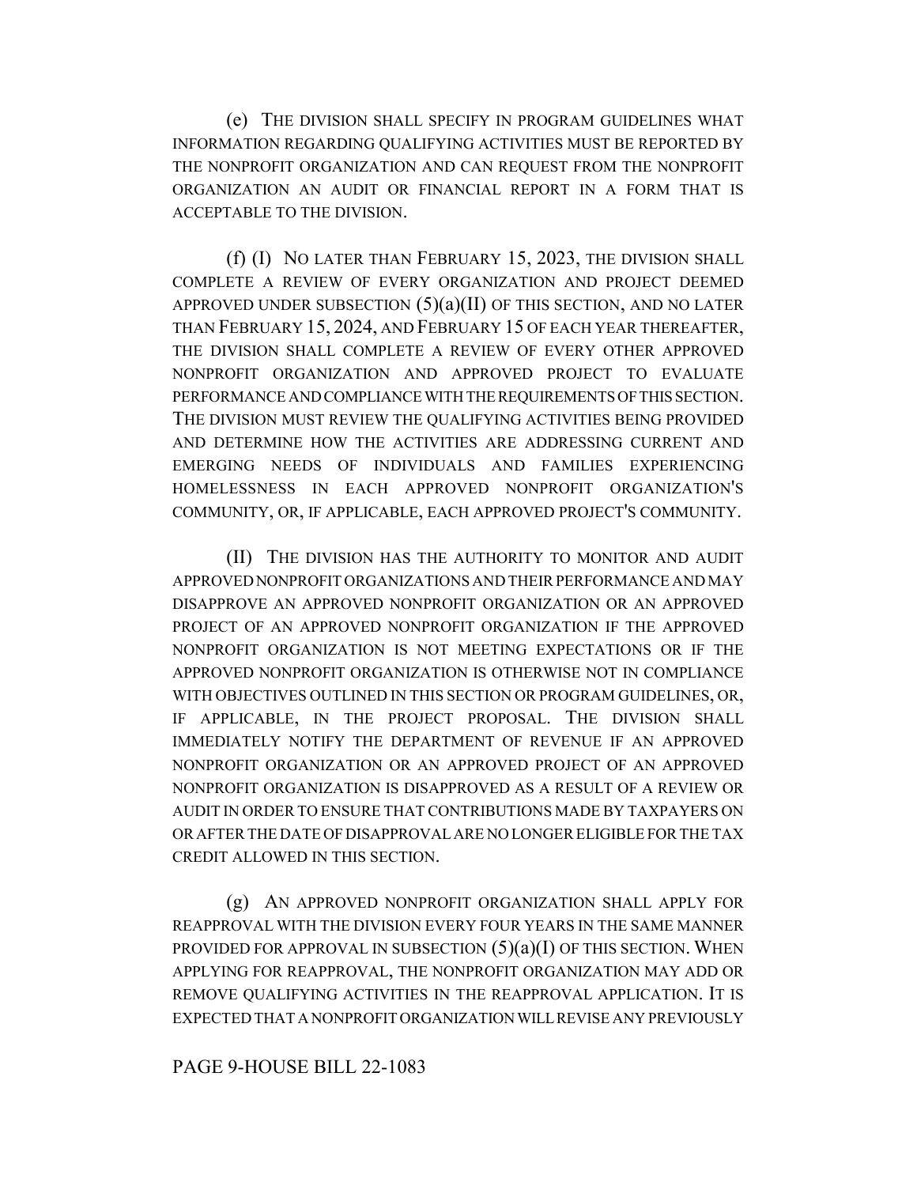(e) THE DIVISION SHALL SPECIFY IN PROGRAM GUIDELINES WHAT INFORMATION REGARDING QUALIFYING ACTIVITIES MUST BE REPORTED BY THE NONPROFIT ORGANIZATION AND CAN REQUEST FROM THE NONPROFIT ORGANIZATION AN AUDIT OR FINANCIAL REPORT IN A FORM THAT IS ACCEPTABLE TO THE DIVISION.

(f) (I) NO LATER THAN FEBRUARY 15, 2023, THE DIVISION SHALL COMPLETE A REVIEW OF EVERY ORGANIZATION AND PROJECT DEEMED APPROVED UNDER SUBSECTION (5)(a)(II) OF THIS SECTION, AND NO LATER THAN FEBRUARY 15, 2024, AND FEBRUARY 15 OF EACH YEAR THEREAFTER, THE DIVISION SHALL COMPLETE A REVIEW OF EVERY OTHER APPROVED NONPROFIT ORGANIZATION AND APPROVED PROJECT TO EVALUATE PERFORMANCE AND COMPLIANCE WITH THE REQUIREMENTS OF THIS SECTION. THE DIVISION MUST REVIEW THE QUALIFYING ACTIVITIES BEING PROVIDED AND DETERMINE HOW THE ACTIVITIES ARE ADDRESSING CURRENT AND EMERGING NEEDS OF INDIVIDUALS AND FAMILIES EXPERIENCING HOMELESSNESS IN EACH APPROVED NONPROFIT ORGANIZATION'S COMMUNITY, OR, IF APPLICABLE, EACH APPROVED PROJECT'S COMMUNITY.

(II) THE DIVISION HAS THE AUTHORITY TO MONITOR AND AUDIT APPROVED NONPROFIT ORGANIZATIONS AND THEIR PERFORMANCE AND MAY DISAPPROVE AN APPROVED NONPROFIT ORGANIZATION OR AN APPROVED PROJECT OF AN APPROVED NONPROFIT ORGANIZATION IF THE APPROVED NONPROFIT ORGANIZATION IS NOT MEETING EXPECTATIONS OR IF THE APPROVED NONPROFIT ORGANIZATION IS OTHERWISE NOT IN COMPLIANCE WITH OBJECTIVES OUTLINED IN THIS SECTION OR PROGRAM GUIDELINES, OR, IF APPLICABLE, IN THE PROJECT PROPOSAL. THE DIVISION SHALL IMMEDIATELY NOTIFY THE DEPARTMENT OF REVENUE IF AN APPROVED NONPROFIT ORGANIZATION OR AN APPROVED PROJECT OF AN APPROVED NONPROFIT ORGANIZATION IS DISAPPROVED AS A RESULT OF A REVIEW OR AUDIT IN ORDER TO ENSURE THAT CONTRIBUTIONS MADE BY TAXPAYERS ON OR AFTER THE DATE OF DISAPPROVAL ARE NO LONGER ELIGIBLE FOR THE TAX CREDIT ALLOWED IN THIS SECTION.

(g) AN APPROVED NONPROFIT ORGANIZATION SHALL APPLY FOR REAPPROVAL WITH THE DIVISION EVERY FOUR YEARS IN THE SAME MANNER PROVIDED FOR APPROVAL IN SUBSECTION (5)(a)(I) OF THIS SECTION. WHEN APPLYING FOR REAPPROVAL, THE NONPROFIT ORGANIZATION MAY ADD OR REMOVE QUALIFYING ACTIVITIES IN THE REAPPROVAL APPLICATION. IT IS EXPECTED THAT A NONPROFIT ORGANIZATION WILL REVISE ANY PREVIOUSLY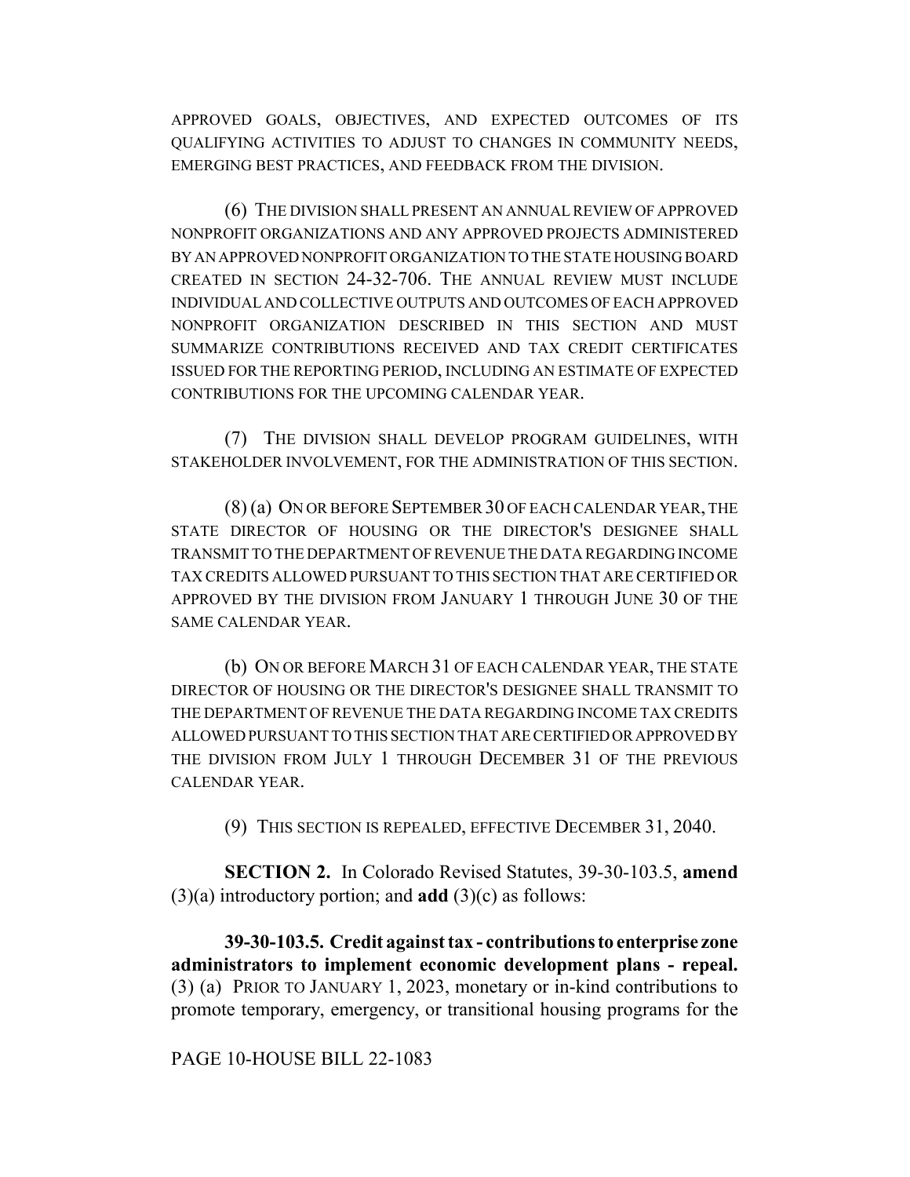APPROVED GOALS, OBJECTIVES, AND EXPECTED OUTCOMES OF ITS QUALIFYING ACTIVITIES TO ADJUST TO CHANGES IN COMMUNITY NEEDS, EMERGING BEST PRACTICES, AND FEEDBACK FROM THE DIVISION.

(6) THE DIVISION SHALL PRESENT AN ANNUAL REVIEW OF APPROVED NONPROFIT ORGANIZATIONS AND ANY APPROVED PROJECTS ADMINISTERED BY AN APPROVED NONPROFIT ORGANIZATION TO THE STATE HOUSING BOARD CREATED IN SECTION 24-32-706. THE ANNUAL REVIEW MUST INCLUDE INDIVIDUAL AND COLLECTIVE OUTPUTS AND OUTCOMES OF EACH APPROVED NONPROFIT ORGANIZATION DESCRIBED IN THIS SECTION AND MUST SUMMARIZE CONTRIBUTIONS RECEIVED AND TAX CREDIT CERTIFICATES ISSUED FOR THE REPORTING PERIOD, INCLUDING AN ESTIMATE OF EXPECTED CONTRIBUTIONS FOR THE UPCOMING CALENDAR YEAR.

(7) THE DIVISION SHALL DEVELOP PROGRAM GUIDELINES, WITH STAKEHOLDER INVOLVEMENT, FOR THE ADMINISTRATION OF THIS SECTION.

(8) (a) ON OR BEFORE SEPTEMBER 30 OF EACH CALENDAR YEAR, THE STATE DIRECTOR OF HOUSING OR THE DIRECTOR'S DESIGNEE SHALL TRANSMIT TO THE DEPARTMENT OF REVENUE THE DATA REGARDING INCOME TAX CREDITS ALLOWED PURSUANT TO THIS SECTION THAT ARE CERTIFIED OR APPROVED BY THE DIVISION FROM JANUARY 1 THROUGH JUNE 30 OF THE SAME CALENDAR YEAR.

(b) ON OR BEFORE MARCH 31 OF EACH CALENDAR YEAR, THE STATE DIRECTOR OF HOUSING OR THE DIRECTOR'S DESIGNEE SHALL TRANSMIT TO THE DEPARTMENT OF REVENUE THE DATA REGARDING INCOME TAX CREDITS ALLOWED PURSUANT TO THIS SECTION THAT ARE CERTIFIED OR APPROVED BY THE DIVISION FROM JULY 1 THROUGH DECEMBER 31 OF THE PREVIOUS CALENDAR YEAR.

(9) THIS SECTION IS REPEALED, EFFECTIVE DECEMBER 31, 2040.

**SECTION 2.** In Colorado Revised Statutes, 39-30-103.5, **amend** (3)(a) introductory portion; and **add** (3)(c) as follows:

**39-30-103.5. Credit against tax - contributions to enterprise zone administrators to implement economic development plans - repeal.** (3) (a) PRIOR TO JANUARY 1, 2023, monetary or in-kind contributions to promote temporary, emergency, or transitional housing programs for the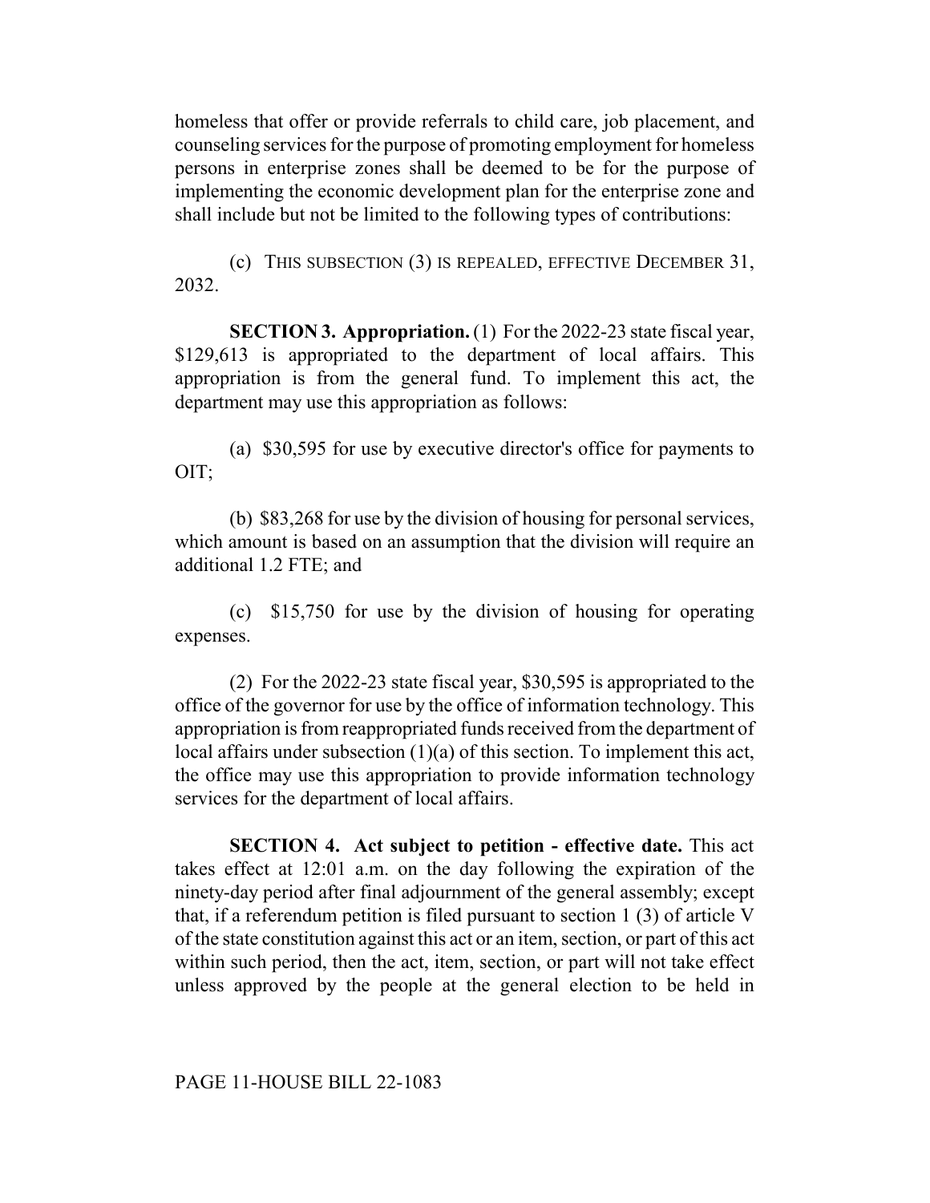homeless that offer or provide referrals to child care, job placement, and counseling services for the purpose of promoting employment for homeless persons in enterprise zones shall be deemed to be for the purpose of implementing the economic development plan for the enterprise zone and shall include but not be limited to the following types of contributions:

(c) THIS SUBSECTION (3) IS REPEALED, EFFECTIVE DECEMBER 31, 2032.

**SECTION 3. Appropriation.** (1) For the 2022-23 state fiscal year, $129,613 is appropriated to the department of local affairs. This appropriation is from the general fund. To implement this act, the department may use this appropriation as follows:

(a) $30,595 for use by executive director's office for payments to OIT;

(b) $83,268 for use by the division of housing for personal services, which amount is based on an assumption that the division will require an additional 1.2 FTE; and

(c) $15,750 for use by the division of housing for operating expenses.

(2) For the 2022-23 state fiscal year, $30,595 is appropriated to the office of the governor for use by the office of information technology. This appropriation is from reappropriated funds received from the department of local affairs under subsection (1)(a) of this section. To implement this act, the office may use this appropriation to provide information technology services for the department of local affairs.

**SECTION 4. Act subject to petition - effective date.** This act takes effect at 12:01 a.m. on the day following the expiration of the ninety-day period after final adjournment of the general assembly; except that, if a referendum petition is filed pursuant to section 1 (3) of article V of the state constitution against this act or an item, section, or part of this act within such period, then the act, item, section, or part will not take effect unless approved by the people at the general election to be held in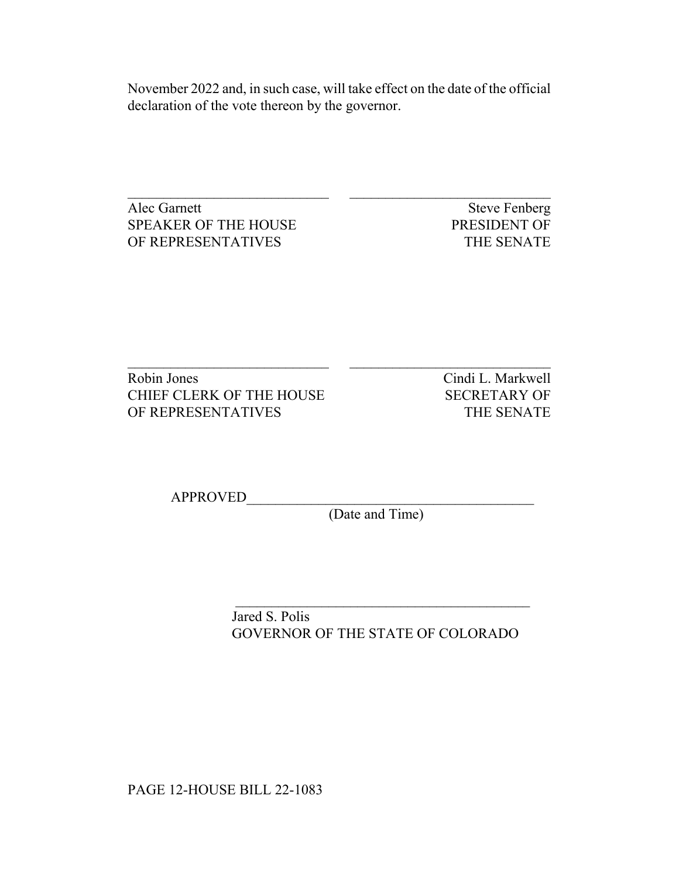November 2022 and, in such case, will take effect on the date of the official declaration of the vote thereon by the governor.

| | |
|---|---|
| \_\_\_\_\_\_\_\_\_\_\_\_\_\_\_\_\_\_\_\_\_\_\_\_\_\_\_\_ | \_\_\_\_\_\_\_\_\_\_\_\_\_\_\_\_\_\_\_\_\_\_\_\_\_\_\_\_ |
| Alec Garnett<br>SPEAKER OF THE HOUSE<br>OF REPRESENTATIVES | Steve Fenberg<br>PRESIDENT OF<br>THE SENATE |

| | |
|---|---|
| \_\_\_\_\_\_\_\_\_\_\_\_\_\_\_\_\_\_\_\_\_\_\_\_\_\_\_\_ | \_\_\_\_\_\_\_\_\_\_\_\_\_\_\_\_\_\_\_\_\_\_\_\_\_\_\_\_ |
| Robin Jones<br>CHIEF CLERK OF THE HOUSE<br>OF REPRESENTATIVES | Cindi L. Markwell<br>SECRETARY OF<br>THE SENATE |

APPROVED\_\_\_\_\_\_\_\_\_\_\_\_\_\_\_\_\_\_\_\_\_\_\_\_\_\_\_\_\_\_\_\_\_\_\_\_\_\_\_\_
(Date and Time)

\_\_\_\_\_\_\_\_\_\_\_\_\_\_\_\_\_\_\_\_\_\_\_\_\_\_\_\_\_\_\_\_\_\_\_\_\_\_\_\_\_\_
Jared S. Polis
GOVERNOR OF THE STATE OF COLORADO

PAGE 12-HOUSE BILL 22-1083